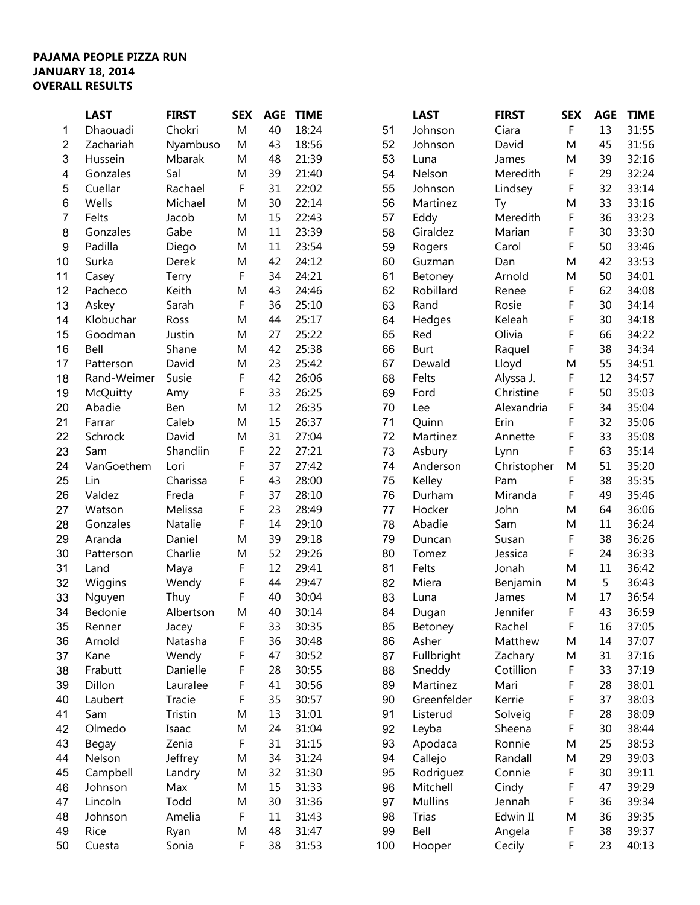**PAJAMA PEOPLE PIZZA RUN**
**JANUARY 18, 2014**
**OVERALL RESULTS**

| | LAST | FIRST | SEX | AGE | TIME |
|---|---|---|---|---|---|
| 1 | Dhaouadi | Chokri | M | 40 | 18:24 |
| 2 | Zachariah | Nyambuso | M | 43 | 18:56 |
| 3 | Hussein | Mbarak | M | 48 | 21:39 |
| 4 | Gonzales | Sal | M | 39 | 21:40 |
| 5 | Cuellar | Rachael | F | 31 | 22:02 |
| 6 | Wells | Michael | M | 30 | 22:14 |
| 7 | Felts | Jacob | M | 15 | 22:43 |
| 8 | Gonzales | Gabe | M | 11 | 23:39 |
| 9 | Padilla | Diego | M | 11 | 23:54 |
| 10 | Surka | Derek | M | 42 | 24:12 |
| 11 | Casey | Terry | F | 34 | 24:21 |
| 12 | Pacheco | Keith | M | 43 | 24:46 |
| 13 | Askey | Sarah | F | 36 | 25:10 |
| 14 | Klobuchar | Ross | M | 44 | 25:17 |
| 15 | Goodman | Justin | M | 27 | 25:22 |
| 16 | Bell | Shane | M | 42 | 25:38 |
| 17 | Patterson | David | M | 23 | 25:42 |
| 18 | Rand-Weimer | Susie | F | 42 | 26:06 |
| 19 | McQuitty | Amy | F | 33 | 26:25 |
| 20 | Abadie | Ben | M | 12 | 26:35 |
| 21 | Farrar | Caleb | M | 15 | 26:37 |
| 22 | Schrock | David | M | 31 | 27:04 |
| 23 | Sam | Shandiin | F | 22 | 27:21 |
| 24 | VanGoethem | Lori | F | 37 | 27:42 |
| 25 | Lin | Charissa | F | 43 | 28:00 |
| 26 | Valdez | Freda | F | 37 | 28:10 |
| 27 | Watson | Melissa | F | 23 | 28:49 |
| 28 | Gonzales | Natalie | F | 14 | 29:10 |
| 29 | Aranda | Daniel | M | 39 | 29:18 |
| 30 | Patterson | Charlie | M | 52 | 29:26 |
| 31 | Land | Maya | F | 12 | 29:41 |
| 32 | Wiggins | Wendy | F | 44 | 29:47 |
| 33 | Nguyen | Thuy | F | 40 | 30:04 |
| 34 | Bedonie | Albertson | M | 40 | 30:14 |
| 35 | Renner | Jacey | F | 33 | 30:35 |
| 36 | Arnold | Natasha | F | 36 | 30:48 |
| 37 | Kane | Wendy | F | 47 | 30:52 |
| 38 | Frabutt | Danielle | F | 28 | 30:55 |
| 39 | Dillon | Lauralee | F | 41 | 30:56 |
| 40 | Laubert | Tracie | F | 35 | 30:57 |
| 41 | Sam | Tristin | M | 13 | 31:01 |
| 42 | Olmedo | Isaac | M | 24 | 31:04 |
| 43 | Begay | Zenia | F | 31 | 31:15 |
| 44 | Nelson | Jeffrey | M | 34 | 31:24 |
| 45 | Campbell | Landry | M | 32 | 31:30 |
| 46 | Johnson | Max | M | 15 | 31:33 |
| 47 | Lincoln | Todd | M | 30 | 31:36 |
| 48 | Johnson | Amelia | F | 11 | 31:43 |
| 49 | Rice | Ryan | M | 48 | 31:47 |
| 50 | Cuesta | Sonia | F | 38 | 31:53 |
| 51 | Johnson | Ciara | F | 13 | 31:55 |
| 52 | Johnson | David | M | 45 | 31:56 |
| 53 | Luna | James | M | 39 | 32:16 |
| 54 | Nelson | Meredith | F | 29 | 32:24 |
| 55 | Johnson | Lindsey | F | 32 | 33:14 |
| 56 | Martinez | Ty | M | 33 | 33:16 |
| 57 | Eddy | Meredith | F | 36 | 33:23 |
| 58 | Giraldez | Marian | F | 30 | 33:30 |
| 59 | Rogers | Carol | F | 50 | 33:46 |
| 60 | Guzman | Dan | M | 42 | 33:53 |
| 61 | Betoney | Arnold | M | 50 | 34:01 |
| 62 | Robillard | Renee | F | 62 | 34:08 |
| 63 | Rand | Rosie | F | 30 | 34:14 |
| 64 | Hedges | Keleah | F | 30 | 34:18 |
| 65 | Red | Olivia | F | 66 | 34:22 |
| 66 | Burt | Raquel | F | 38 | 34:34 |
| 67 | Dewald | Lloyd | M | 55 | 34:51 |
| 68 | Felts | Alyssa J. | F | 12 | 34:57 |
| 69 | Ford | Christine | F | 50 | 35:03 |
| 70 | Lee | Alexandria | F | 34 | 35:04 |
| 71 | Quinn | Erin | F | 32 | 35:06 |
| 72 | Martinez | Annette | F | 33 | 35:08 |
| 73 | Asbury | Lynn | F | 63 | 35:14 |
| 74 | Anderson | Christopher | M | 51 | 35:20 |
| 75 | Kelley | Pam | F | 38 | 35:35 |
| 76 | Durham | Miranda | F | 49 | 35:46 |
| 77 | Hocker | John | M | 64 | 36:06 |
| 78 | Abadie | Sam | M | 11 | 36:24 |
| 79 | Duncan | Susan | F | 38 | 36:26 |
| 80 | Tomez | Jessica | F | 24 | 36:33 |
| 81 | Felts | Jonah | M | 11 | 36:42 |
| 82 | Miera | Benjamin | M | 5 | 36:43 |
| 83 | Luna | James | M | 17 | 36:54 |
| 84 | Dugan | Jennifer | F | 43 | 36:59 |
| 85 | Betoney | Rachel | F | 16 | 37:05 |
| 86 | Asher | Matthew | M | 14 | 37:07 |
| 87 | Fullbright | Zachary | M | 31 | 37:16 |
| 88 | Sneddy | Cotillion | F | 33 | 37:19 |
| 89 | Martinez | Mari | F | 28 | 38:01 |
| 90 | Greenfelder | Kerrie | F | 37 | 38:03 |
| 91 | Listerud | Solveig | F | 28 | 38:09 |
| 92 | Leyba | Sheena | F | 30 | 38:44 |
| 93 | Apodaca | Ronnie | M | 25 | 38:53 |
| 94 | Callejo | Randall | M | 29 | 39:03 |
| 95 | Rodriguez | Connie | F | 30 | 39:11 |
| 96 | Mitchell | Cindy | F | 47 | 39:29 |
| 97 | Mullins | Jennah | F | 36 | 39:34 |
| 98 | Trias | Edwin II | M | 36 | 39:35 |
| 99 | Bell | Angela | F | 38 | 39:37 |
| 100 | Hooper | Cecily | F | 23 | 40:13 |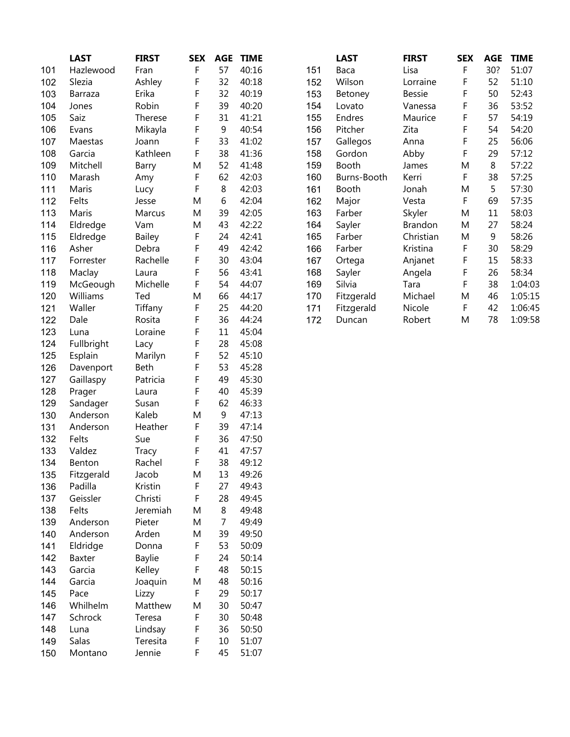| | LAST | FIRST | SEX | AGE | TIME |
|---|---|---|---|---|---|
| 101 | Hazlewood | Fran | F | 57 | 40:16 |
| 102 | Slezia | Ashley | F | 32 | 40:18 |
| 103 | Barraza | Erika | F | 32 | 40:19 |
| 104 | Jones | Robin | F | 39 | 40:20 |
| 105 | Saiz | Therese | F | 31 | 41:21 |
| 106 | Evans | Mikayla | F | 9 | 40:54 |
| 107 | Maestas | Joann | F | 33 | 41:02 |
| 108 | Garcia | Kathleen | F | 38 | 41:36 |
| 109 | Mitchell | Barry | M | 52 | 41:48 |
| 110 | Marash | Amy | F | 62 | 42:03 |
| 111 | Maris | Lucy | F | 8 | 42:03 |
| 112 | Felts | Jesse | M | 6 | 42:04 |
| 113 | Maris | Marcus | M | 39 | 42:05 |
| 114 | Eldredge | Vam | M | 43 | 42:22 |
| 115 | Eldredge | Bailey | F | 24 | 42:41 |
| 116 | Asher | Debra | F | 49 | 42:42 |
| 117 | Forrester | Rachelle | F | 30 | 43:04 |
| 118 | Maclay | Laura | F | 56 | 43:41 |
| 119 | McGeough | Michelle | F | 54 | 44:07 |
| 120 | Williams | Ted | M | 66 | 44:17 |
| 121 | Waller | Tiffany | F | 25 | 44:20 |
| 122 | Dale | Rosita | F | 36 | 44:24 |
| 123 | Luna | Loraine | F | 11 | 45:04 |
| 124 | Fullbright | Lacy | F | 28 | 45:08 |
| 125 | Esplain | Marilyn | F | 52 | 45:10 |
| 126 | Davenport | Beth | F | 53 | 45:28 |
| 127 | Gaillaspy | Patricia | F | 49 | 45:30 |
| 128 | Prager | Laura | F | 40 | 45:39 |
| 129 | Sandager | Susan | F | 62 | 46:33 |
| 130 | Anderson | Kaleb | M | 9 | 47:13 |
| 131 | Anderson | Heather | F | 39 | 47:14 |
| 132 | Felts | Sue | F | 36 | 47:50 |
| 133 | Valdez | Tracy | F | 41 | 47:57 |
| 134 | Benton | Rachel | F | 38 | 49:12 |
| 135 | Fitzgerald | Jacob | M | 13 | 49:26 |
| 136 | Padilla | Kristin | F | 27 | 49:43 |
| 137 | Geissler | Christi | F | 28 | 49:45 |
| 138 | Felts | Jeremiah | M | 8 | 49:48 |
| 139 | Anderson | Pieter | M | 7 | 49:49 |
| 140 | Anderson | Arden | M | 39 | 49:50 |
| 141 | Eldridge | Donna | F | 53 | 50:09 |
| 142 | Baxter | Baylie | F | 24 | 50:14 |
| 143 | Garcia | Kelley | F | 48 | 50:15 |
| 144 | Garcia | Joaquin | M | 48 | 50:16 |
| 145 | Pace | Lizzy | F | 29 | 50:17 |
| 146 | Whilhelm | Matthew | M | 30 | 50:47 |
| 147 | Schrock | Teresa | F | 30 | 50:48 |
| 148 | Luna | Lindsay | F | 36 | 50:50 |
| 149 | Salas | Teresita | F | 10 | 51:07 |
| 150 | Montano | Jennie | F | 45 | 51:07 |
| 151 | Baca | Lisa | F | 30? | 51:07 |
| 152 | Wilson | Lorraine | F | 52 | 51:10 |
| 153 | Betoney | Bessie | F | 50 | 52:43 |
| 154 | Lovato | Vanessa | F | 36 | 53:52 |
| 155 | Endres | Maurice | F | 57 | 54:19 |
| 156 | Pitcher | Zita | F | 54 | 54:20 |
| 157 | Gallegos | Anna | F | 25 | 56:06 |
| 158 | Gordon | Abby | F | 29 | 57:12 |
| 159 | Booth | James | M | 8 | 57:22 |
| 160 | Burns-Booth | Kerri | F | 38 | 57:25 |
| 161 | Booth | Jonah | M | 5 | 57:30 |
| 162 | Major | Vesta | F | 69 | 57:35 |
| 163 | Farber | Skyler | M | 11 | 58:03 |
| 164 | Sayler | Brandon | M | 27 | 58:24 |
| 165 | Farber | Christian | M | 9 | 58:26 |
| 166 | Farber | Kristina | F | 30 | 58:29 |
| 167 | Ortega | Anjanet | F | 15 | 58:33 |
| 168 | Sayler | Angela | F | 26 | 58:34 |
| 169 | Silvia | Tara | F | 38 | 1:04:03 |
| 170 | Fitzgerald | Michael | M | 46 | 1:05:15 |
| 171 | Fitzgerald | Nicole | F | 42 | 1:06:45 |
| 172 | Duncan | Robert | M | 78 | 1:09:58 |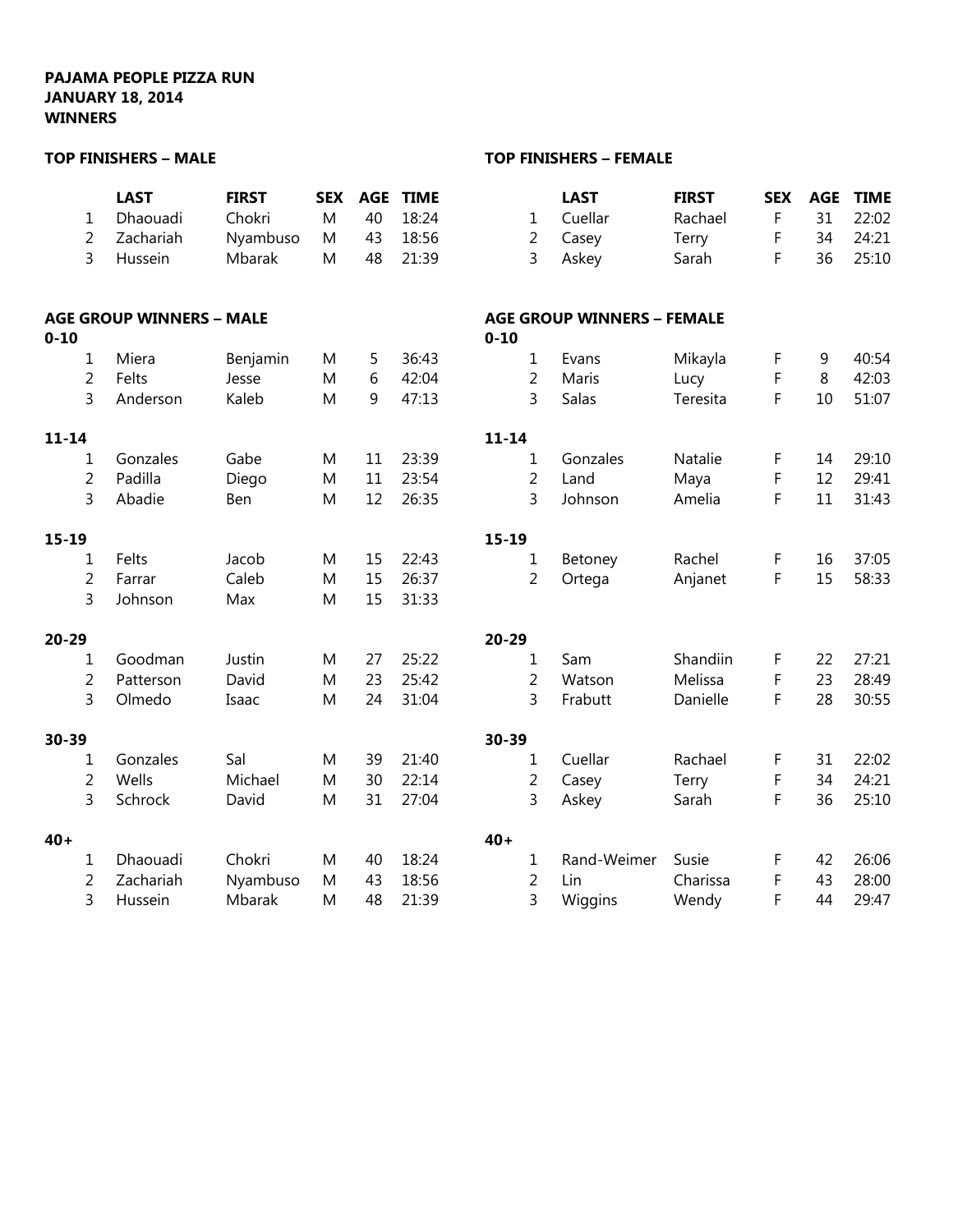**PAJAMA PEOPLE PIZZA RUN**
**JANUARY 18, 2014**
**WINNERS**

## TOP FINISHERS – MALE

| | LAST | FIRST | SEX | AGE | TIME |
|---|---|---|---|---|---|
| 1 | Dhaouadi | Chokri | M | 40 | 18:24 |
| 2 | Zachariah | Nyambuso | M | 43 | 18:56 |
| 3 | Hussein | Mbarak | M | 48 | 21:39 |

## AGE GROUP WINNERS – MALE

| | LAST | FIRST | SEX | AGE | TIME |
|---|---|---|---|---|---|
| **0-10** | | | | | |
| 1 | Miera | Benjamin | M | 5 | 36:43 |
| 2 | Felts | Jesse | M | 6 | 42:04 |
| 3 | Anderson | Kaleb | M | 9 | 47:13 |
| **11-14** | | | | | |
| 1 | Gonzales | Gabe | M | 11 | 23:39 |
| 2 | Padilla | Diego | M | 11 | 23:54 |
| 3 | Abadie | Ben | M | 12 | 26:35 |
| **15-19** | | | | | |
| 1 | Felts | Jacob | M | 15 | 22:43 |
| 2 | Farrar | Caleb | M | 15 | 26:37 |
| 3 | Johnson | Max | M | 15 | 31:33 |
| **20-29** | | | | | |
| 1 | Goodman | Justin | M | 27 | 25:22 |
| 2 | Patterson | David | M | 23 | 25:42 |
| 3 | Olmedo | Isaac | M | 24 | 31:04 |
| **30-39** | | | | | |
| 1 | Gonzales | Sal | M | 39 | 21:40 |
| 2 | Wells | Michael | M | 30 | 22:14 |
| 3 | Schrock | David | M | 31 | 27:04 |
| **40+** | | | | | |
| 1 | Dhaouadi | Chokri | M | 40 | 18:24 |
| 2 | Zachariah | Nyambuso | M | 43 | 18:56 |
| 3 | Hussein | Mbarak | M | 48 | 21:39 |

## TOP FINISHERS – FEMALE

| | LAST | FIRST | SEX | AGE | TIME |
|---|---|---|---|---|---|
| 1 | Cuellar | Rachael | F | 31 | 22:02 |
| 2 | Casey | Terry | F | 34 | 24:21 |
| 3 | Askey | Sarah | F | 36 | 25:10 |

## AGE GROUP WINNERS – FEMALE

| | LAST | FIRST | SEX | AGE | TIME |
|---|---|---|---|---|---|
| **0-10** | | | | | |
| 1 | Evans | Mikayla | F | 9 | 40:54 |
| 2 | Maris | Lucy | F | 8 | 42:03 |
| 3 | Salas | Teresita | F | 10 | 51:07 |
| **11-14** | | | | | |
| 1 | Gonzales | Natalie | F | 14 | 29:10 |
| 2 | Land | Maya | F | 12 | 29:41 |
| 3 | Johnson | Amelia | F | 11 | 31:43 |
| **15-19** | | | | | |
| 1 | Betoney | Rachel | F | 16 | 37:05 |
| 2 | Ortega | Anjanet | F | 15 | 58:33 |
| **20-29** | | | | | |
| 1 | Sam | Shandiin | F | 22 | 27:21 |
| 2 | Watson | Melissa | F | 23 | 28:49 |
| 3 | Frabutt | Danielle | F | 28 | 30:55 |
| **30-39** | | | | | |
| 1 | Cuellar | Rachael | F | 31 | 22:02 |
| 2 | Casey | Terry | F | 34 | 24:21 |
| 3 | Askey | Sarah | F | 36 | 25:10 |
| **40+** | | | | | |
| 1 | Rand-Weimer | Susie | F | 42 | 26:06 |
| 2 | Lin | Charissa | F | 43 | 28:00 |
| 3 | Wiggins | Wendy | F | 44 | 29:47 |